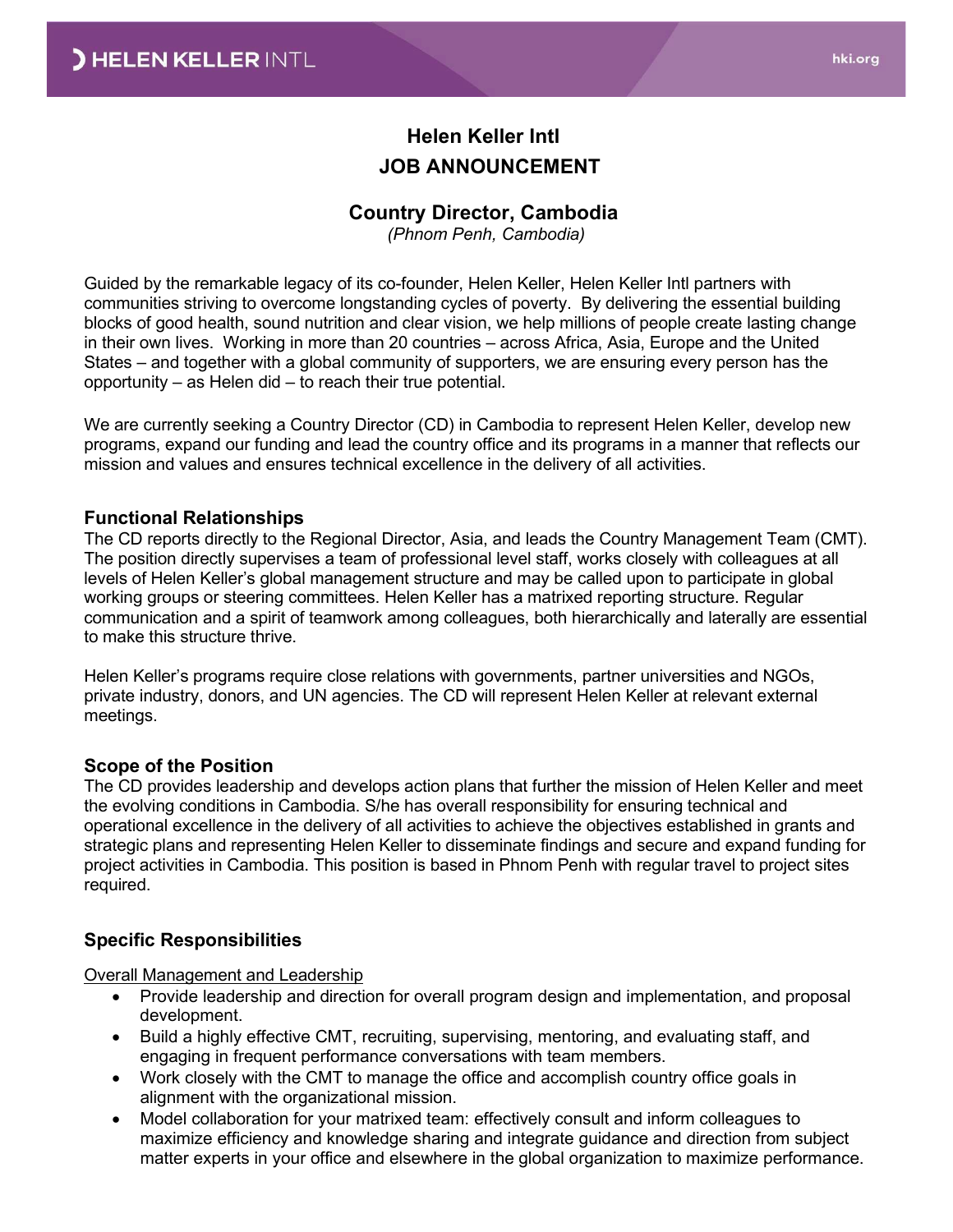# Helen Keller Intl

# JOB ANNOUNCEMENT

## Country Director, Cambodia

*(Phnom Penh, Cambodia)*

Guided by the remarkable legacy of its co-founder, Helen Keller, Helen Keller Intl partners with communities striving to overcome longstanding cycles of poverty. By delivering the essential building blocks of good health, sound nutrition and clear vision, we help millions of people create lasting change in their own lives. Working in more than 20 countries – across Africa, Asia, Europe and the United States – and together with a global community of supporters, we are ensuring every person has the opportunity – as Helen did – to reach their true potential.

We are currently seeking a Country Director (CD) in Cambodia to represent Helen Keller, develop new programs, expand our funding and lead the country office and its programs in a manner that reflects our mission and values and ensures technical excellence in the delivery of all activities.

### Functional Relationships

The CD reports directly to the Regional Director, Asia, and leads the Country Management Team (CMT). The position directly supervises a team of professional level staff, works closely with colleagues at all levels of Helen Keller's global management structure and may be called upon to participate in global working groups or steering committees. Helen Keller has a matrixed reporting structure. Regular communication and a spirit of teamwork among colleagues, both hierarchically and laterally are essential to make this structure thrive.

Helen Keller's programs require close relations with governments, partner universities and NGOs, private industry, donors, and UN agencies. The CD will represent Helen Keller at relevant external meetings.

### Scope of the Position

The CD provides leadership and develops action plans that further the mission of Helen Keller and meet the evolving conditions in Cambodia. S/he has overall responsibility for ensuring technical and operational excellence in the delivery of all activities to achieve the objectives established in grants and strategic plans and representing Helen Keller to disseminate findings and secure and expand funding for project activities in Cambodia. This position is based in Phnom Penh with regular travel to project sites required.

### Specific Responsibilities

<u>Overall Management and Leadership</u>

- Provide leadership and direction for overall program design and implementation, and proposal development.
- Build a highly effective CMT, recruiting, supervising, mentoring, and evaluating staff, and engaging in frequent performance conversations with team members.
- Work closely with the CMT to manage the office and accomplish country office goals in alignment with the organizational mission.
- Model collaboration for your matrixed team: effectively consult and inform colleagues to maximize efficiency and knowledge sharing and integrate guidance and direction from subject matter experts in your office and elsewhere in the global organization to maximize performance.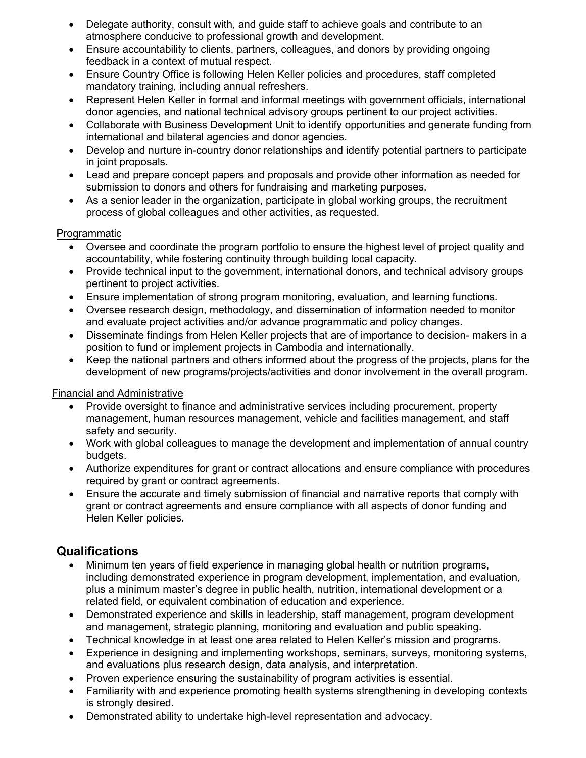- Delegate authority, consult with, and guide staff to achieve goals and contribute to an atmosphere conducive to professional growth and development.
- Ensure accountability to clients, partners, colleagues, and donors by providing ongoing feedback in a context of mutual respect.
- Ensure Country Office is following Helen Keller policies and procedures, staff completed mandatory training, including annual refreshers.
- Represent Helen Keller in formal and informal meetings with government officials, international donor agencies, and national technical advisory groups pertinent to our project activities.
- Collaborate with Business Development Unit to identify opportunities and generate funding from international and bilateral agencies and donor agencies.
- Develop and nurture in-country donor relationships and identify potential partners to participate in joint proposals.
- Lead and prepare concept papers and proposals and provide other information as needed for submission to donors and others for fundraising and marketing purposes.
- As a senior leader in the organization, participate in global working groups, the recruitment process of global colleagues and other activities, as requested.

<u>Programmatic</u>

- Oversee and coordinate the program portfolio to ensure the highest level of project quality and accountability, while fostering continuity through building local capacity.
- Provide technical input to the government, international donors, and technical advisory groups pertinent to project activities.
- Ensure implementation of strong program monitoring, evaluation, and learning functions.
- Oversee research design, methodology, and dissemination of information needed to monitor and evaluate project activities and/or advance programmatic and policy changes.
- Disseminate findings from Helen Keller projects that are of importance to decision- makers in a position to fund or implement projects in Cambodia and internationally.
- Keep the national partners and others informed about the progress of the projects, plans for the development of new programs/projects/activities and donor involvement in the overall program.

<u>Financial and Administrative</u>

- Provide oversight to finance and administrative services including procurement, property management, human resources management, vehicle and facilities management, and staff safety and security.
- Work with global colleagues to manage the development and implementation of annual country budgets.
- Authorize expenditures for grant or contract allocations and ensure compliance with procedures required by grant or contract agreements.
- Ensure the accurate and timely submission of financial and narrative reports that comply with grant or contract agreements and ensure compliance with all aspects of donor funding and Helen Keller policies.

## Qualifications

- Minimum ten years of field experience in managing global health or nutrition programs, including demonstrated experience in program development, implementation, and evaluation, plus a minimum master's degree in public health, nutrition, international development or a related field, or equivalent combination of education and experience.
- Demonstrated experience and skills in leadership, staff management, program development and management, strategic planning, monitoring and evaluation and public speaking.
- Technical knowledge in at least one area related to Helen Keller's mission and programs.
- Experience in designing and implementing workshops, seminars, surveys, monitoring systems, and evaluations plus research design, data analysis, and interpretation.
- Proven experience ensuring the sustainability of program activities is essential.
- Familiarity with and experience promoting health systems strengthening in developing contexts is strongly desired.
- Demonstrated ability to undertake high-level representation and advocacy.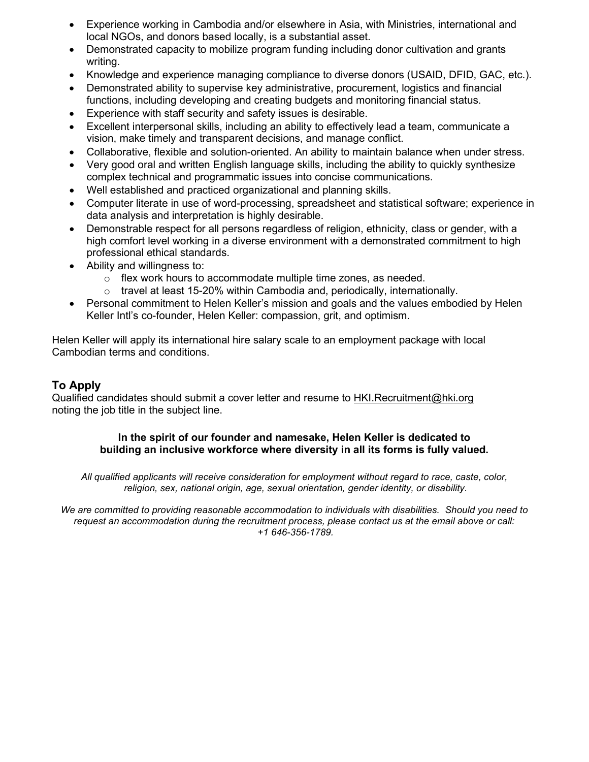- Experience working in Cambodia and/or elsewhere in Asia, with Ministries, international and local NGOs, and donors based locally, is a substantial asset.
- Demonstrated capacity to mobilize program funding including donor cultivation and grants writing.
- Knowledge and experience managing compliance to diverse donors (USAID, DFID, GAC, etc.).
- Demonstrated ability to supervise key administrative, procurement, logistics and financial functions, including developing and creating budgets and monitoring financial status.
- Experience with staff security and safety issues is desirable.
- Excellent interpersonal skills, including an ability to effectively lead a team, communicate a vision, make timely and transparent decisions, and manage conflict.
- Collaborative, flexible and solution-oriented. An ability to maintain balance when under stress.
- Very good oral and written English language skills, including the ability to quickly synthesize complex technical and programmatic issues into concise communications.
- Well established and practiced organizational and planning skills.
- Computer literate in use of word-processing, spreadsheet and statistical software; experience in data analysis and interpretation is highly desirable.
- Demonstrable respect for all persons regardless of religion, ethnicity, class or gender, with a high comfort level working in a diverse environment with a demonstrated commitment to high professional ethical standards.
- Ability and willingness to:
  - flex work hours to accommodate multiple time zones, as needed.
  - travel at least 15-20% within Cambodia and, periodically, internationally.
- Personal commitment to Helen Keller's mission and goals and the values embodied by Helen Keller Intl's co-founder, Helen Keller: compassion, grit, and optimism.

Helen Keller will apply its international hire salary scale to an employment package with local Cambodian terms and conditions.

## To Apply

Qualified candidates should submit a cover letter and resume to HKI.Recruitment@hki.org noting the job title in the subject line.

**In the spirit of our founder and namesake, Helen Keller is dedicated to building an inclusive workforce where diversity in all its forms is fully valued.**

*All qualified applicants will receive consideration for employment without regard to race, caste, color, religion, sex, national origin, age, sexual orientation, gender identity, or disability.*

*We are committed to providing reasonable accommodation to individuals with disabilities. Should you need to request an accommodation during the recruitment process, please contact us at the email above or call: +1 646-356-1789.*